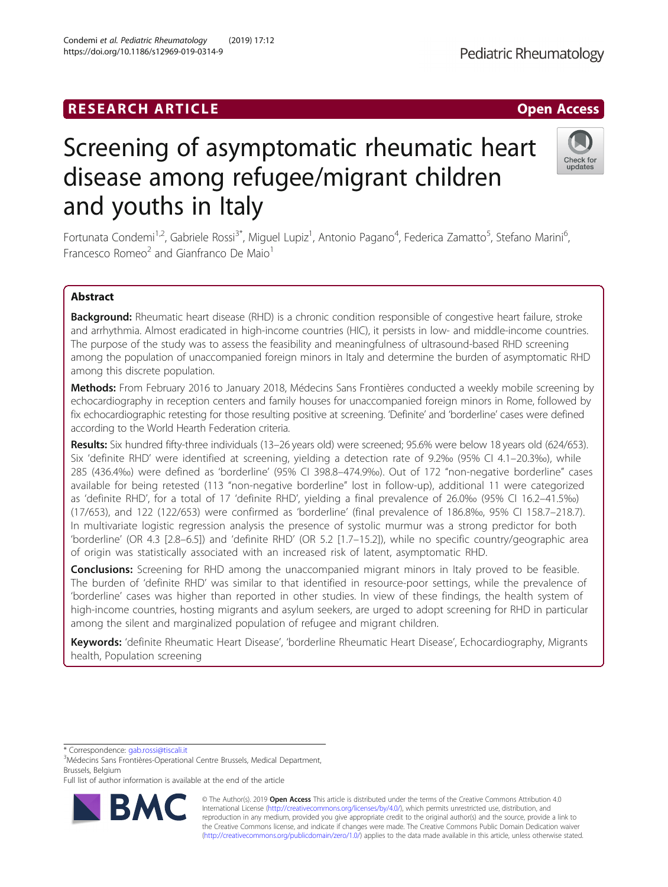RESEARCH ARTICLE

Open Access

# Screening of asymptomatic rheumatic heart disease among refugee/migrant children and youths in Italy

Fortunata Condemi[1,2], Gabriele Rossi[3*], Miguel Lupiz[1], Antonio Pagano[4], Federica Zamatto[5], Stefano Marini[6], Francesco Romeo[2] and Gianfranco De Maio[1]

## Abstract

**Background:** Rheumatic heart disease (RHD) is a chronic condition responsible of congestive heart failure, stroke and arrhythmia. Almost eradicated in high-income countries (HIC), it persists in low- and middle-income countries. The purpose of the study was to assess the feasibility and meaningfulness of ultrasound-based RHD screening among the population of unaccompanied foreign minors in Italy and determine the burden of asymptomatic RHD among this discrete population.

**Methods:** From February 2016 to January 2018, Médecins Sans Frontières conducted a weekly mobile screening by echocardiography in reception centers and family houses for unaccompanied foreign minors in Rome, followed by fix echocardiographic retesting for those resulting positive at screening. 'Definite' and 'borderline' cases were defined according to the World Hearth Federation criteria.

**Results:** Six hundred fifty-three individuals (13–26 years old) were screened; 95.6% were below 18 years old (624/653). Six 'definite RHD' were identified at screening, yielding a detection rate of 9.2‰ (95% CI 4.1–20.3‰), while 285 (436.4‰) were defined as 'borderline' (95% CI 398.8–474.9‰). Out of 172 "non-negative borderline" cases available for being retested (113 "non-negative borderline" lost in follow-up), additional 11 were categorized as 'definite RHD', for a total of 17 'definite RHD', yielding a final prevalence of 26.0‰ (95% CI 16.2–41.5‰) (17/653), and 122 (122/653) were confirmed as 'borderline' (final prevalence of 186.8‰, 95% CI 158.7–218.7). In multivariate logistic regression analysis the presence of systolic murmur was a strong predictor for both 'borderline' (OR 4.3 [2.8–6.5]) and 'definite RHD' (OR 5.2 [1.7–15.2]), while no specific country/geographic area of origin was statistically associated with an increased risk of latent, asymptomatic RHD.

**Conclusions:** Screening for RHD among the unaccompanied migrant minors in Italy proved to be feasible. The burden of 'definite RHD' was similar to that identified in resource-poor settings, while the prevalence of 'borderline' cases was higher than reported in other studies. In view of these findings, the health system of high-income countries, hosting migrants and asylum seekers, are urged to adopt screening for RHD in particular among the silent and marginalized population of refugee and migrant children.

**Keywords:** 'definite Rheumatic Heart Disease', 'borderline Rheumatic Heart Disease', Echocardiography, Migrants health, Population screening

---

* Correspondence: gab.rossi@tiscali.it
[3]Médecins Sans Frontières-Operational Centre Brussels, Medical Department, Brussels, Belgium
Full list of author information is available at the end of the article

© The Author(s). 2019 **Open Access** This article is distributed under the terms of the Creative Commons Attribution 4.0 International License (http://creativecommons.org/licenses/by/4.0/), which permits unrestricted use, distribution, and reproduction in any medium, provided you give appropriate credit to the original author(s) and the source, provide a link to the Creative Commons license, and indicate if changes were made. The Creative Commons Public Domain Dedication waiver (http://creativecommons.org/publicdomain/zero/1.0/) applies to the data made available in this article, unless otherwise stated.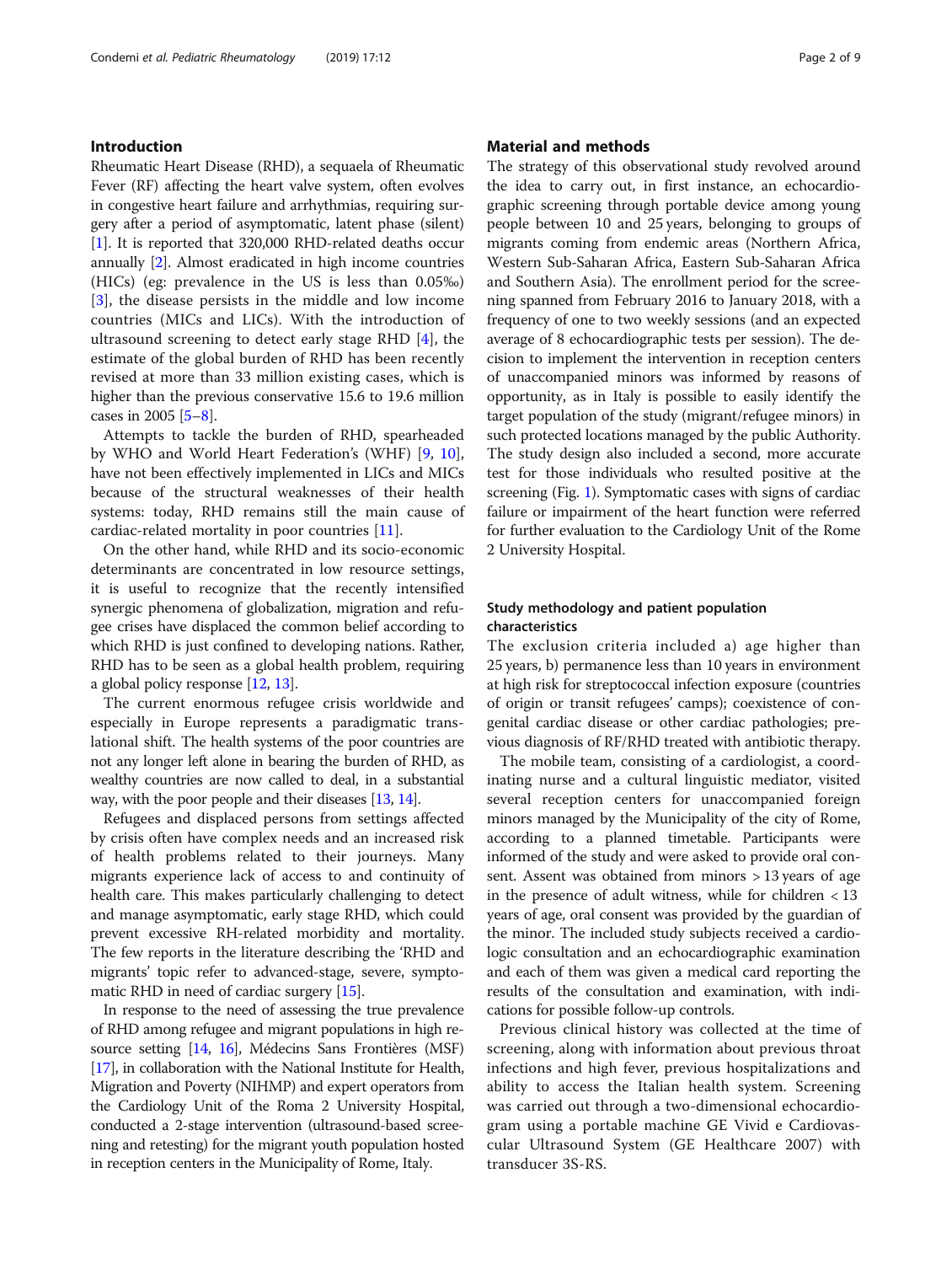## Introduction

Rheumatic Heart Disease (RHD), a sequaela of Rheumatic Fever (RF) affecting the heart valve system, often evolves in congestive heart failure and arrhythmias, requiring surgery after a period of asymptomatic, latent phase (silent) [1]. It is reported that 320,000 RHD-related deaths occur annually [2]. Almost eradicated in high income countries (HICs) (eg: prevalence in the US is less than 0.05‰) [3], the disease persists in the middle and low income countries (MICs and LICs). With the introduction of ultrasound screening to detect early stage RHD [4], the estimate of the global burden of RHD has been recently revised at more than 33 million existing cases, which is higher than the previous conservative 15.6 to 19.6 million cases in 2005 [5–8].

Attempts to tackle the burden of RHD, spearheaded by WHO and World Heart Federation's (WHF) [9, 10], have not been effectively implemented in LICs and MICs because of the structural weaknesses of their health systems: today, RHD remains still the main cause of cardiac-related mortality in poor countries [11].

On the other hand, while RHD and its socio-economic determinants are concentrated in low resource settings, it is useful to recognize that the recently intensified synergic phenomena of globalization, migration and refugee crises have displaced the common belief according to which RHD is just confined to developing nations. Rather, RHD has to be seen as a global health problem, requiring a global policy response [12, 13].

The current enormous refugee crisis worldwide and especially in Europe represents a paradigmatic translational shift. The health systems of the poor countries are not any longer left alone in bearing the burden of RHD, as wealthy countries are now called to deal, in a substantial way, with the poor people and their diseases [13, 14].

Refugees and displaced persons from settings affected by crisis often have complex needs and an increased risk of health problems related to their journeys. Many migrants experience lack of access to and continuity of health care. This makes particularly challenging to detect and manage asymptomatic, early stage RHD, which could prevent excessive RH-related morbidity and mortality. The few reports in the literature describing the 'RHD and migrants' topic refer to advanced-stage, severe, symptomatic RHD in need of cardiac surgery [15].

In response to the need of assessing the true prevalence of RHD among refugee and migrant populations in high resource setting [14, 16], Médecins Sans Frontières (MSF) [17], in collaboration with the National Institute for Health, Migration and Poverty (NIHMP) and expert operators from the Cardiology Unit of the Roma 2 University Hospital, conducted a 2-stage intervention (ultrasound-based screening and retesting) for the migrant youth population hosted in reception centers in the Municipality of Rome, Italy.

## Material and methods

The strategy of this observational study revolved around the idea to carry out, in first instance, an echocardiographic screening through portable device among young people between 10 and 25 years, belonging to groups of migrants coming from endemic areas (Northern Africa, Western Sub-Saharan Africa, Eastern Sub-Saharan Africa and Southern Asia). The enrollment period for the screening spanned from February 2016 to January 2018, with a frequency of one to two weekly sessions (and an expected average of 8 echocardiographic tests per session). The decision to implement the intervention in reception centers of unaccompanied minors was informed by reasons of opportunity, as in Italy is possible to easily identify the target population of the study (migrant/refugee minors) in such protected locations managed by the public Authority. The study design also included a second, more accurate test for those individuals who resulted positive at the screening (Fig. 1). Symptomatic cases with signs of cardiac failure or impairment of the heart function were referred for further evaluation to the Cardiology Unit of the Rome 2 University Hospital.

### Study methodology and patient population characteristics

The exclusion criteria included a) age higher than 25 years, b) permanence less than 10 years in environment at high risk for streptococcal infection exposure (countries of origin or transit refugees' camps); coexistence of congenital cardiac disease or other cardiac pathologies; previous diagnosis of RF/RHD treated with antibiotic therapy.

The mobile team, consisting of a cardiologist, a coordinating nurse and a cultural linguistic mediator, visited several reception centers for unaccompanied foreign minors managed by the Municipality of the city of Rome, according to a planned timetable. Participants were informed of the study and were asked to provide oral consent. Assent was obtained from minors > 13 years of age in the presence of adult witness, while for children < 13 years of age, oral consent was provided by the guardian of the minor. The included study subjects received a cardiologic consultation and an echocardiographic examination and each of them was given a medical card reporting the results of the consultation and examination, with indications for possible follow-up controls.

Previous clinical history was collected at the time of screening, along with information about previous throat infections and high fever, previous hospitalizations and ability to access the Italian health system. Screening was carried out through a two-dimensional echocardiogram using a portable machine GE Vivid e Cardiovascular Ultrasound System (GE Healthcare 2007) with transducer 3S-RS.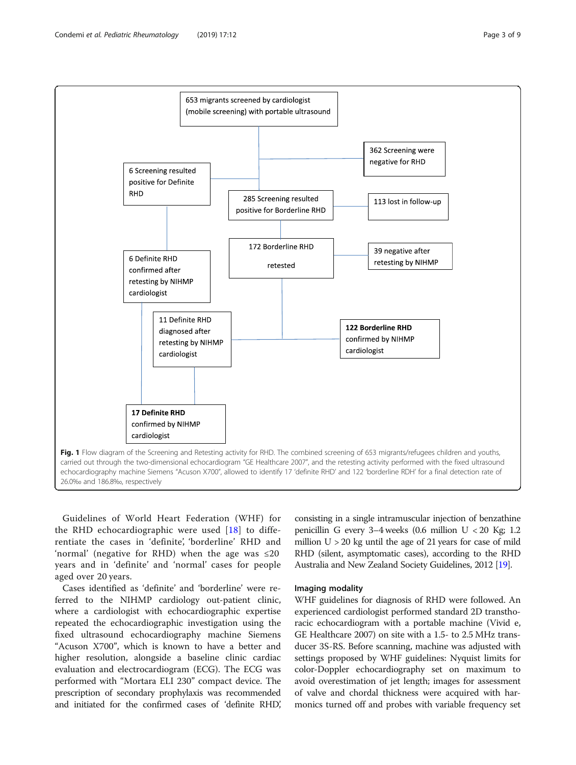653 migrants screened by cardiologist (mobile screening) with portable ultrasound

362 Screening were negative for RHD

6 Screening resulted positive for Definite RHD

285 Screening resulted positive for Borderline RHD

113 lost in follow-up

6 Definite RHD confirmed after retesting by NIHMP cardiologist

172 Borderline RHD retested

39 negative after retesting by NIHMP

11 Definite RHD diagnosed after retesting by NIHMP cardiologist

**122 Borderline RHD** confirmed by NIHMP cardiologist

**17 Definite RHD** confirmed by NIHMP cardiologist

**Fig. 1** Flow diagram of the Screening and Retesting activity for RHD. The combined screening of 653 migrants/refugees children and youths, carried out through the two-dimensional echocardiogram "GE Healthcare 2007", and the retesting activity performed with the fixed ultrasound echocardiography machine Siemens "Acuson X700", allowed to identify 17 'definite RHD' and 122 'borderline RDH' for a final detection rate of 26.0‰ and 186.8‰, respectively

Guidelines of World Heart Federation (WHF) for the RHD echocardiographic were used [18] to differentiate the cases in 'definite', 'borderline' RHD and 'normal' (negative for RHD) when the age was ≤20 years and in 'definite' and 'normal' cases for people aged over 20 years.

Cases identified as 'definite' and 'borderline' were referred to the NIHMP cardiology out-patient clinic, where a cardiologist with echocardiographic expertise repeated the echocardiographic investigation using the fixed ultrasound echocardiography machine Siemens "Acuson X700", which is known to have a better and higher resolution, alongside a baseline clinic cardiac evaluation and electrocardiogram (ECG). The ECG was performed with "Mortara ELI 230" compact device. The prescription of secondary prophylaxis was recommended and initiated for the confirmed cases of 'definite RHD', consisting in a single intramuscular injection of benzathine penicillin G every 3–4 weeks (0.6 million U < 20 Kg; 1.2 million U > 20 kg until the age of 21 years for case of mild RHD (silent, asymptomatic cases), according to the RHD Australia and New Zealand Society Guidelines, 2012 [19].

### Imaging modality

WHF guidelines for diagnosis of RHD were followed. An experienced cardiologist performed standard 2D transthoracic echocardiogram with a portable machine (Vivid e, GE Healthcare 2007) on site with a 1.5- to 2.5 MHz transducer 3S-RS. Before scanning, machine was adjusted with settings proposed by WHF guidelines: Nyquist limits for color-Doppler echocardiography set on maximum to avoid overestimation of jet length; images for assessment of valve and chordal thickness were acquired with harmonics turned off and probes with variable frequency set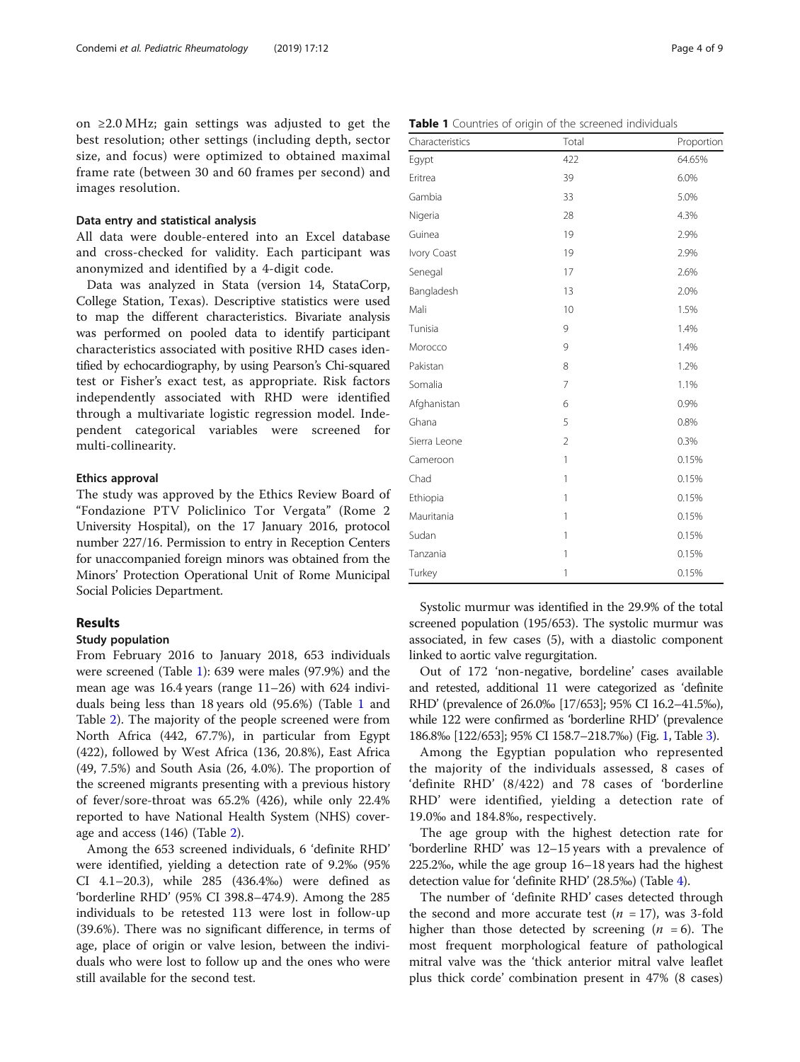on ≥2.0 MHz; gain settings was adjusted to get the best resolution; other settings (including depth, sector size, and focus) were optimized to obtained maximal frame rate (between 30 and 60 frames per second) and images resolution.

### Data entry and statistical analysis

All data were double-entered into an Excel database and cross-checked for validity. Each participant was anonymized and identified by a 4-digit code.

Data was analyzed in Stata (version 14, StataCorp, College Station, Texas). Descriptive statistics were used to map the different characteristics. Bivariate analysis was performed on pooled data to identify participant characteristics associated with positive RHD cases identified by echocardiography, by using Pearson's Chi-squared test or Fisher's exact test, as appropriate. Risk factors independently associated with RHD were identified through a multivariate logistic regression model. Independent categorical variables were screened for multi-collinearity.

### Ethics approval

The study was approved by the Ethics Review Board of "Fondazione PTV Policlinico Tor Vergata" (Rome 2 University Hospital), on the 17 January 2016, protocol number 227/16. Permission to entry in Reception Centers for unaccompanied foreign minors was obtained from the Minors' Protection Operational Unit of Rome Municipal Social Policies Department.

## Results

### Study population

From February 2016 to January 2018, 653 individuals were screened (Table 1): 639 were males (97.9%) and the mean age was 16.4 years (range 11–26) with 624 individuals being less than 18 years old (95.6%) (Table 1 and Table 2). The majority of the people screened were from North Africa (442, 67.7%), in particular from Egypt (422), followed by West Africa (136, 20.8%), East Africa (49, 7.5%) and South Asia (26, 4.0%). The proportion of the screened migrants presenting with a previous history of fever/sore-throat was 65.2% (426), while only 22.4% reported to have National Health System (NHS) coverage and access (146) (Table 2).

Among the 653 screened individuals, 6 'definite RHD' were identified, yielding a detection rate of 9.2‰ (95% CI 4.1–20.3), while 285 (436.4‰) were defined as 'borderline RHD' (95% CI 398.8–474.9). Among the 285 individuals to be retested 113 were lost in follow-up (39.6%). There was no significant difference, in terms of age, place of origin or valve lesion, between the individuals who were lost to follow up and the ones who were still available for the second test.

**Table 1** Countries of origin of the screened individuals

| Characteristics | Total | Proportion |
|---|---|---|
| Egypt | 422 | 64.65% |
| Eritrea | 39 | 6.0% |
| Gambia | 33 | 5.0% |
| Nigeria | 28 | 4.3% |
| Guinea | 19 | 2.9% |
| Ivory Coast | 19 | 2.9% |
| Senegal | 17 | 2.6% |
| Bangladesh | 13 | 2.0% |
| Mali | 10 | 1.5% |
| Tunisia | 9 | 1.4% |
| Morocco | 9 | 1.4% |
| Pakistan | 8 | 1.2% |
| Somalia | 7 | 1.1% |
| Afghanistan | 6 | 0.9% |
| Ghana | 5 | 0.8% |
| Sierra Leone | 2 | 0.3% |
| Cameroon | 1 | 0.15% |
| Chad | 1 | 0.15% |
| Ethiopia | 1 | 0.15% |
| Mauritania | 1 | 0.15% |
| Sudan | 1 | 0.15% |
| Tanzania | 1 | 0.15% |
| Turkey | 1 | 0.15% |

Systolic murmur was identified in the 29.9% of the total screened population (195/653). The systolic murmur was associated, in few cases (5), with a diastolic component linked to aortic valve regurgitation.

Out of 172 'non-negative, bordeline' cases available and retested, additional 11 were categorized as 'definite RHD' (prevalence of 26.0‰ [17/653]; 95% CI 16.2–41.5‰), while 122 were confirmed as 'borderline RHD' (prevalence 186.8‰ [122/653]; 95% CI 158.7–218.7‰) (Fig. 1, Table 3).

Among the Egyptian population who represented the majority of the individuals assessed, 8 cases of 'definite RHD' (8/422) and 78 cases of 'borderline RHD' were identified, yielding a detection rate of 19.0‰ and 184.8‰, respectively.

The age group with the highest detection rate for 'borderline RHD' was 12–15 years with a prevalence of 225.2‰, while the age group 16–18 years had the highest detection value for 'definite RHD' (28.5‰) (Table 4).

The number of 'definite RHD' cases detected through the second and more accurate test ($n$ = 17), was 3-fold higher than those detected by screening ($n$ = 6). The most frequent morphological feature of pathological mitral valve was the 'thick anterior mitral valve leaflet plus thick corde' combination present in 47% (8 cases)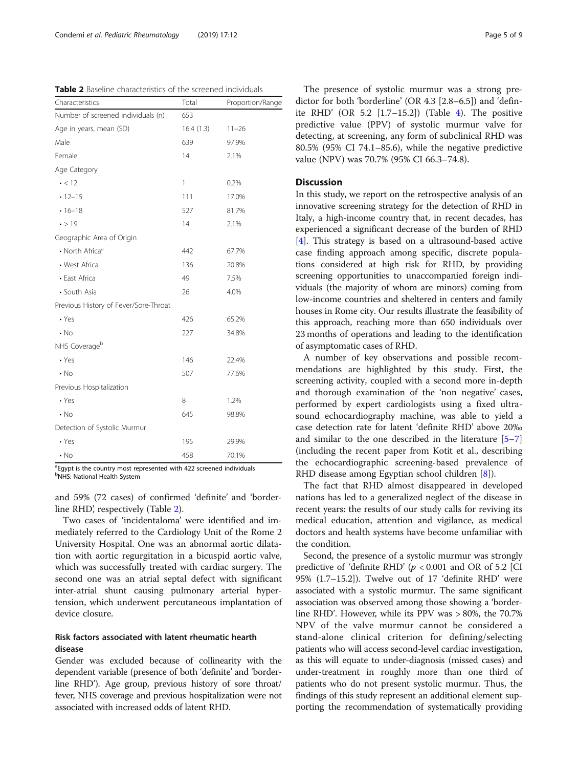**Table 2** Baseline characteristics of the screened individuals

| Characteristics | Total | Proportion/Range |
| --- | --- | --- |
| Number of screened individuals (n) | 653 | |
| Age in years, mean (SD) | 16.4 (1.3) | 11–26 |
| Male | 639 | 97.9% |
| Female | 14 | 2.1% |
| Age Category | | |
| • < 12 | 1 | 0.2% |
| • 12–15 | 111 | 17.0% |
| • 16–18 | 527 | 81.7% |
| • > 19 | 14 | 2.1% |
| Geographic Area of Origin | | |
| • North Africa[a] | 442 | 67.7% |
| • West Africa | 136 | 20.8% |
| • East Africa | 49 | 7.5% |
| • South Asia | 26 | 4.0% |
| Previous History of Fever/Sore-Throat | | |
| • Yes | 426 | 65.2% |
| • No | 227 | 34.8% |
| NHS Coverage[b] | | |
| • Yes | 146 | 22.4% |
| • No | 507 | 77.6% |
| Previous Hospitalization | | |
| • Yes | 8 | 1.2% |
| • No | 645 | 98.8% |
| Detection of Systolic Murmur | | |
| • Yes | 195 | 29.9% |
| • No | 458 | 70.1% |

[a]Egypt is the country most represented with 422 screened individuals
[b]NHS: National Health System

and 59% (72 cases) of confirmed 'definite' and 'borderline RHD', respectively (Table 2).

Two cases of 'incidentaloma' were identified and immediately referred to the Cardiology Unit of the Rome 2 University Hospital. One was an abnormal aortic dilatation with aortic regurgitation in a bicuspid aortic valve, which was successfully treated with cardiac surgery. The second one was an atrial septal defect with significant inter-atrial shunt causing pulmonary arterial hypertension, which underwent percutaneous implantation of device closure.

### Risk factors associated with latent rheumatic hearth disease

Gender was excluded because of collinearity with the dependent variable (presence of both 'definite' and 'borderline RHD'). Age group, previous history of sore throat/fever, NHS coverage and previous hospitalization were not associated with increased odds of latent RHD.

The presence of systolic murmur was a strong predictor for both 'borderline' (OR 4.3 [2.8–6.5]) and 'definite RHD' (OR 5.2 [1.7–15.2]) (Table 4). The positive predictive value (PPV) of systolic murmur valve for detecting, at screening, any form of subclinical RHD was 80.5% (95% CI 74.1–85.6), while the negative predictive value (NPV) was 70.7% (95% CI 66.3–74.8).

## Discussion

In this study, we report on the retrospective analysis of an innovative screening strategy for the detection of RHD in Italy, a high-income country that, in recent decades, has experienced a significant decrease of the burden of RHD [4]. This strategy is based on a ultrasound-based active case finding approach among specific, discrete populations considered at high risk for RHD, by providing screening opportunities to unaccompanied foreign individuals (the majority of whom are minors) coming from low-income countries and sheltered in centers and family houses in Rome city. Our results illustrate the feasibility of this approach, reaching more than 650 individuals over 23 months of operations and leading to the identification of asymptomatic cases of RHD.

A number of key observations and possible recommendations are highlighted by this study. First, the screening activity, coupled with a second more in-depth and thorough examination of the 'non negative' cases, performed by expert cardiologists using a fixed ultrasound echocardiography machine, was able to yield a case detection rate for latent 'definite RHD' above 20‰ and similar to the one described in the literature [5–7] (including the recent paper from Kotit et al., describing the echocardiographic screening-based prevalence of RHD disease among Egyptian school children [8]).

The fact that RHD almost disappeared in developed nations has led to a generalized neglect of the disease in recent years: the results of our study calls for reviving its medical education, attention and vigilance, as medical doctors and health systems have become unfamiliar with the condition.

Second, the presence of a systolic murmur was strongly predictive of 'definite RHD' ($p < 0.001$ and OR of 5.2 [CI 95% (1.7–15.2]). Twelve out of 17 'definite RHD' were associated with a systolic murmur. The same significant association was observed among those showing a 'borderline RHD'. However, while its PPV was > 80%, the 70.7% NPV of the valve murmur cannot be considered a stand-alone clinical criterion for defining/selecting patients who will access second-level cardiac investigation, as this will equate to under-diagnosis (missed cases) and under-treatment in roughly more than one third of patients who do not present systolic murmur. Thus, the findings of this study represent an additional element supporting the recommendation of systematically providing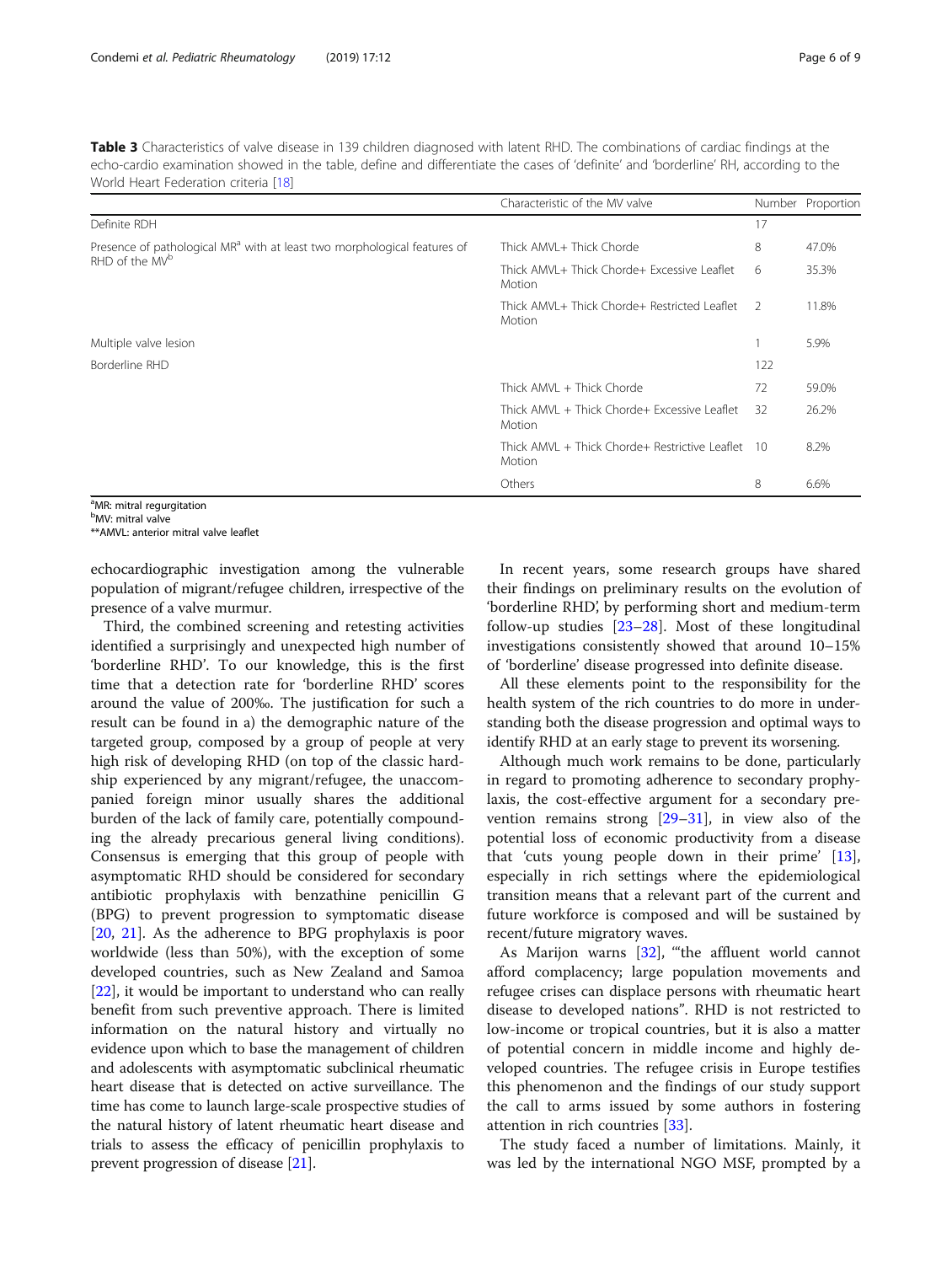**Table 3** Characteristics of valve disease in 139 children diagnosed with latent RHD. The combinations of cardiac findings at the echo-cardio examination showed in the table, define and differentiate the cases of 'definite' and 'borderline' RH, according to the World Heart Federation criteria [18]

| | Characteristic of the MV valve | Number | Proportion |
|---|---|---|---|
| Definite RDH | | 17 | |
| Presence of pathological MR[a] with at least two morphological features of RHD of the MV[b] | Thick AMVL+ Thick Chorde | 8 | 47.0% |
| | Thick AMVL+ Thick Chorde+ Excessive Leaflet Motion | 6 | 35.3% |
| | Thick AMVL+ Thick Chorde+ Restricted Leaflet Motion | 2 | 11.8% |
| Multiple valve lesion | | 1 | 5.9% |
| Borderline RHD | | 122 | |
| | Thick AMVL + Thick Chorde | 72 | 59.0% |
| | Thick AMVL + Thick Chorde+ Excessive Leaflet Motion | 32 | 26.2% |
| | Thick AMVL + Thick Chorde+ Restrictive Leaflet Motion | 10 | 8.2% |
| | Others | 8 | 6.6% |

[a]MR: mitral regurgitation
[b]MV: mitral valve
**AMVL: anterior mitral valve leaflet

echocardiographic investigation among the vulnerable population of migrant/refugee children, irrespective of the presence of a valve murmur.

Third, the combined screening and retesting activities identified a surprisingly and unexpected high number of 'borderline RHD'. To our knowledge, this is the first time that a detection rate for 'borderline RHD' scores around the value of 200‰. The justification for such a result can be found in a) the demographic nature of the targeted group, composed by a group of people at very high risk of developing RHD (on top of the classic hardship experienced by any migrant/refugee, the unaccompanied foreign minor usually shares the additional burden of the lack of family care, potentially compounding the already precarious general living conditions). Consensus is emerging that this group of people with asymptomatic RHD should be considered for secondary antibiotic prophylaxis with benzathine penicillin G (BPG) to prevent progression to symptomatic disease [20, 21]. As the adherence to BPG prophylaxis is poor worldwide (less than 50%), with the exception of some developed countries, such as New Zealand and Samoa [22], it would be important to understand who can really benefit from such preventive approach. There is limited information on the natural history and virtually no evidence upon which to base the management of children and adolescents with asymptomatic subclinical rheumatic heart disease that is detected on active surveillance. The time has come to launch large-scale prospective studies of the natural history of latent rheumatic heart disease and trials to assess the efficacy of penicillin prophylaxis to prevent progression of disease [21].

In recent years, some research groups have shared their findings on preliminary results on the evolution of 'borderline RHD', by performing short and medium-term follow-up studies [23–28]. Most of these longitudinal investigations consistently showed that around 10–15% of 'borderline' disease progressed into definite disease.

All these elements point to the responsibility for the health system of the rich countries to do more in understanding both the disease progression and optimal ways to identify RHD at an early stage to prevent its worsening.

Although much work remains to be done, particularly in regard to promoting adherence to secondary prophylaxis, the cost-effective argument for a secondary prevention remains strong [29–31], in view also of the potential loss of economic productivity from a disease that 'cuts young people down in their prime' [13], especially in rich settings where the epidemiological transition means that a relevant part of the current and future workforce is composed and will be sustained by recent/future migratory waves.

As Marijon warns [32], "'the affluent world cannot afford complacency; large population movements and refugee crises can displace persons with rheumatic heart disease to developed nations". RHD is not restricted to low-income or tropical countries, but it is also a matter of potential concern in middle income and highly developed countries. The refugee crisis in Europe testifies this phenomenon and the findings of our study support the call to arms issued by some authors in fostering attention in rich countries [33].

The study faced a number of limitations. Mainly, it was led by the international NGO MSF, prompted by a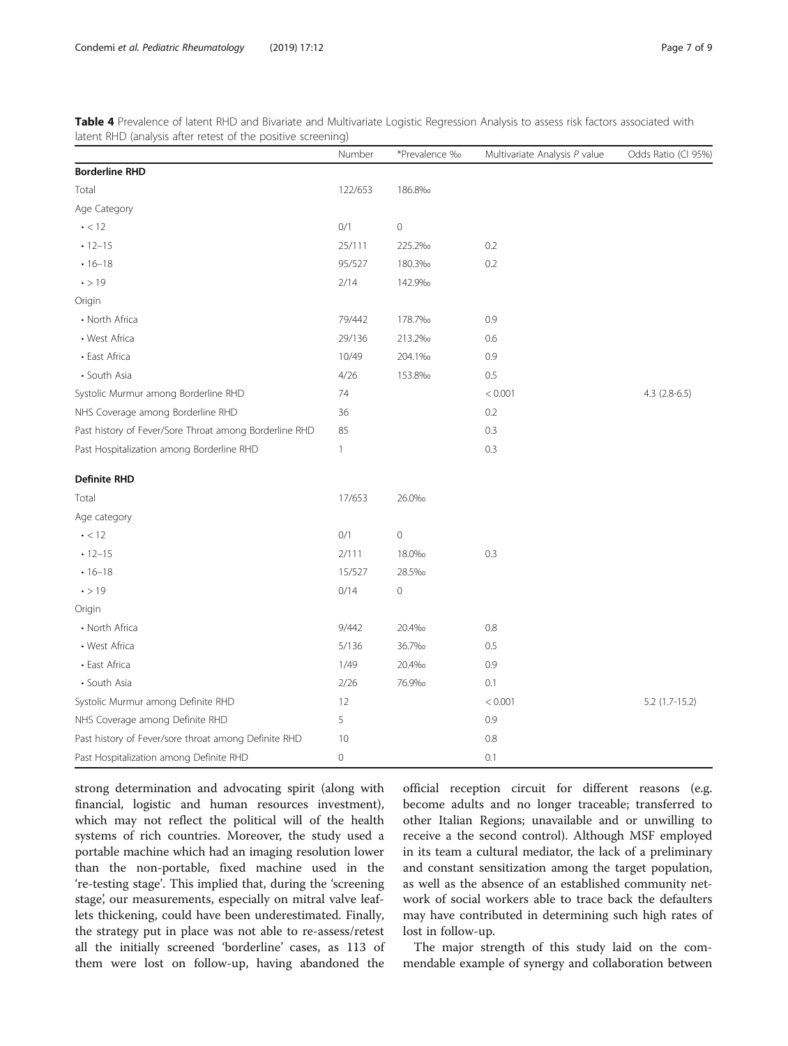**Table 4** Prevalence of latent RHD and Bivariate and Multivariate Logistic Regression Analysis to assess risk factors associated with latent RHD (analysis after retest of the positive screening)

| | Number | *Prevalence ‰ | Multivariate Analysis *P* value | Odds Ratio (CI 95%) |
|---|---|---|---|---|
| **Borderline RHD** | | | | |
| Total | 122/653 | 186.8‰ | | |
| Age Category | | | | |
| • < 12 | 0/1 | 0 | | |
| • 12–15 | 25/111 | 225.2‰ | 0.2 | |
| • 16–18 | 95/527 | 180.3‰ | 0.2 | |
| • > 19 | 2/14 | 142.9‰ | | |
| Origin | | | | |
| • North Africa | 79/442 | 178.7‰ | 0.9 | |
| • West Africa | 29/136 | 213.2‰ | 0.6 | |
| • East Africa | 10/49 | 204.1‰ | 0.9 | |
| • South Asia | 4/26 | 153.8‰ | 0.5 | |
| Systolic Murmur among Borderline RHD | 74 | | < 0.001 | 4.3 (2.8-6.5) |
| NHS Coverage among Borderline RHD | 36 | | 0.2 | |
| Past history of Fever/Sore Throat among Borderline RHD | 85 | | 0.3 | |
| Past Hospitalization among Borderline RHD | 1 | | 0.3 | |
| **Definite RHD** | | | | |
| Total | 17/653 | 26.0‰ | | |
| Age category | | | | |
| • < 12 | 0/1 | 0 | | |
| • 12–15 | 2/111 | 18.0‰ | 0.3 | |
| • 16–18 | 15/527 | 28.5‰ | | |
| • > 19 | 0/14 | 0 | | |
| Origin | | | | |
| • North Africa | 9/442 | 20.4‰ | 0.8 | |
| • West Africa | 5/136 | 36.7‰ | 0.5 | |
| • East Africa | 1/49 | 20.4‰ | 0.9 | |
| • South Asia | 2/26 | 76.9‰ | 0.1 | |
| Systolic Murmur among Definite RHD | 12 | | < 0.001 | 5.2 (1.7-15.2) |
| NHS Coverage among Definite RHD | 5 | | 0.9 | |
| Past history of Fever/sore throat among Definite RHD | 10 | | 0.8 | |
| Past Hospitalization among Definite RHD | 0 | | 0.1 | |

strong determination and advocating spirit (along with financial, logistic and human resources investment), which may not reflect the political will of the health systems of rich countries. Moreover, the study used a portable machine which had an imaging resolution lower than the non-portable, fixed machine used in the 're-testing stage'. This implied that, during the 'screening stage', our measurements, especially on mitral valve leaflets thickening, could have been underestimated. Finally, the strategy put in place was not able to re-assess/retest all the initially screened 'borderline' cases, as 113 of them were lost on follow-up, having abandoned the official reception circuit for different reasons (e.g. become adults and no longer traceable; transferred to other Italian Regions; unavailable and or unwilling to receive a the second control). Although MSF employed in its team a cultural mediator, the lack of a preliminary and constant sensitization among the target population, as well as the absence of an established community network of social workers able to trace back the defaulters may have contributed in determining such high rates of lost in follow-up.

The major strength of this study laid on the commendable example of synergy and collaboration between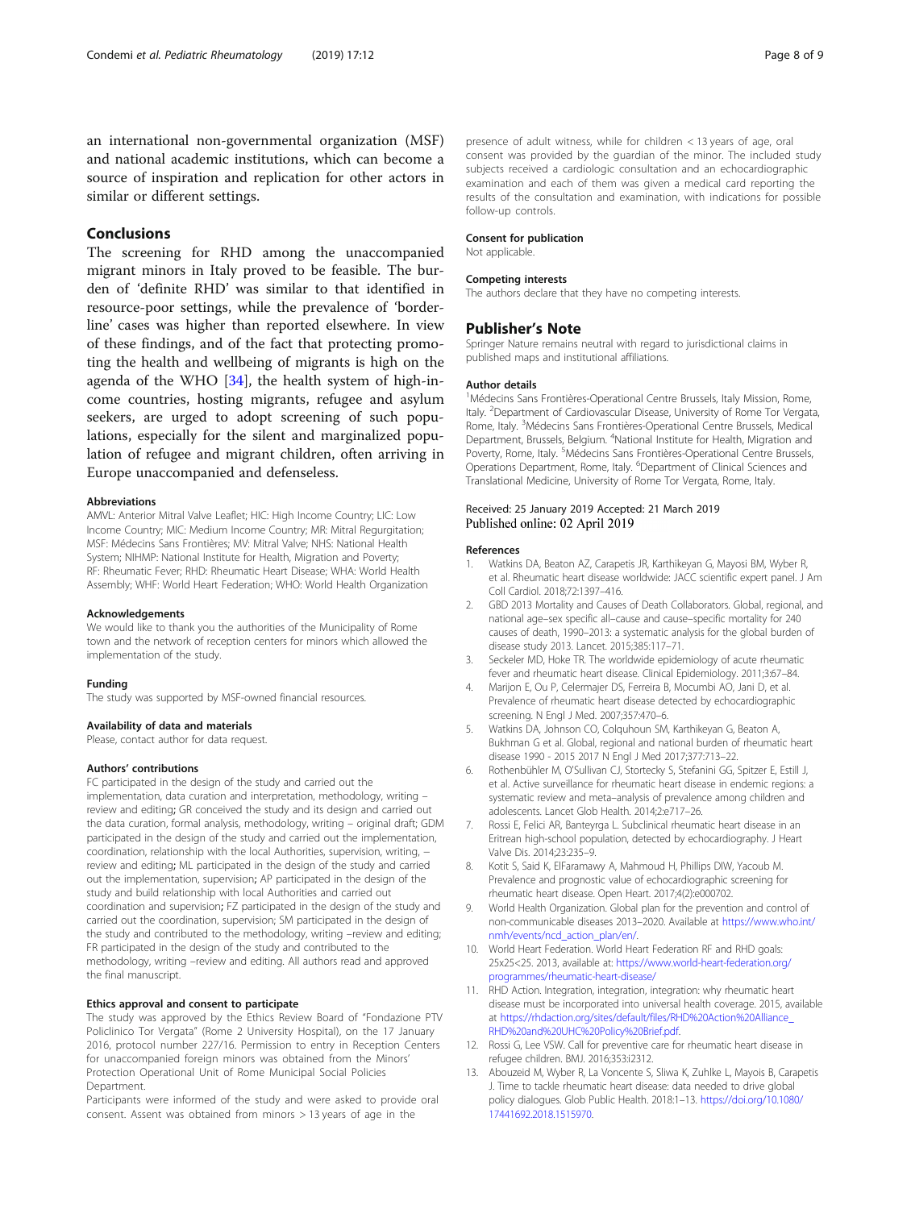an international non-governmental organization (MSF) and national academic institutions, which can become a source of inspiration and replication for other actors in similar or different settings.

## Conclusions

The screening for RHD among the unaccompanied migrant minors in Italy proved to be feasible. The burden of 'definite RHD' was similar to that identified in resource-poor settings, while the prevalence of 'borderline' cases was higher than reported elsewhere. In view of these findings, and of the fact that protecting promoting the health and wellbeing of migrants is high on the agenda of the WHO [34], the health system of high-income countries, hosting migrants, refugee and asylum seekers, are urged to adopt screening of such populations, especially for the silent and marginalized population of refugee and migrant children, often arriving in Europe unaccompanied and defenseless.

#### Abbreviations

AMVL: Anterior Mitral Valve Leaflet; HIC: High Income Country; LIC: Low Income Country; MIC: Medium Income Country; MR: Mitral Regurgitation; MSF: Médecins Sans Frontières; MV: Mitral Valve; NHS: National Health System; NIHMP: National Institute for Health, Migration and Poverty; RF: Rheumatic Fever; RHD: Rheumatic Heart Disease; WHA: World Health Assembly; WHF: World Heart Federation; WHO: World Health Organization

#### Acknowledgements

We would like to thank you the authorities of the Municipality of Rome town and the network of reception centers for minors which allowed the implementation of the study.

#### Funding

The study was supported by MSF-owned financial resources.

#### Availability of data and materials

Please, contact author for data request.

#### Authors' contributions

FC participated in the design of the study and carried out the implementation, data curation and interpretation, methodology, writing – review and editing; GR conceived the study and its design and carried out the data curation, formal analysis, methodology, writing – original draft; GDM participated in the design of the study and carried out the implementation, coordination, relationship with the local Authorities, supervision, writing, – review and editing; ML participated in the design of the study and carried out the implementation, supervision; AP participated in the design of the study and build relationship with local Authorities and carried out coordination and supervision; FZ participated in the design of the study and carried out the coordination, supervision; SM participated in the design of the study and contributed to the methodology, writing –review and editing; FR participated in the design of the study and contributed to the methodology, writing –review and editing. All authors read and approved the final manuscript.

#### Ethics approval and consent to participate

The study was approved by the Ethics Review Board of "Fondazione PTV Policlinico Tor Vergata" (Rome 2 University Hospital), on the 17 January 2016, protocol number 227/16. Permission to entry in Reception Centers for unaccompanied foreign minors was obtained from the Minors' Protection Operational Unit of Rome Municipal Social Policies Department.

Participants were informed of the study and were asked to provide oral consent. Assent was obtained from minors > 13 years of age in the presence of adult witness, while for children < 13 years of age, oral consent was provided by the guardian of the minor. The included study subjects received a cardiologic consultation and an echocardiographic examination and each of them was given a medical card reporting the results of the consultation and examination, with indications for possible follow-up controls.

#### Consent for publication

Not applicable.

#### Competing interests

The authors declare that they have no competing interests.

## Publisher's Note

Springer Nature remains neutral with regard to jurisdictional claims in published maps and institutional affiliations.

#### Author details

[1]Médecins Sans Frontières-Operational Centre Brussels, Italy Mission, Rome, Italy. [2]Department of Cardiovascular Disease, University of Rome Tor Vergata, Rome, Italy. [3]Médecins Sans Frontières-Operational Centre Brussels, Medical Department, Brussels, Belgium. [4]National Institute for Health, Migration and Poverty, Rome, Italy. [5]Médecins Sans Frontières-Operational Centre Brussels, Operations Department, Rome, Italy. [6]Department of Clinical Sciences and Translational Medicine, University of Rome Tor Vergata, Rome, Italy.

Received: 25 January 2019 Accepted: 21 March 2019
Published online: 02 April 2019

#### References

1. Watkins DA, Beaton AZ, Carapetis JR, Karthikeyan G, Mayosi BM, Wyber R, et al. Rheumatic heart disease worldwide: JACC scientific expert panel. J Am Coll Cardiol. 2018;72:1397–416.
2. GBD 2013 Mortality and Causes of Death Collaborators. Global, regional, and national age–sex specific all–cause and cause–specific mortality for 240 causes of death, 1990–2013: a systematic analysis for the global burden of disease study 2013. Lancet. 2015;385:117–71.
3. Seckeler MD, Hoke TR. The worldwide epidemiology of acute rheumatic fever and rheumatic heart disease. Clinical Epidemiology. 2011;3:67–84.
4. Marijon E, Ou P, Celermajer DS, Ferreira B, Mocumbi AO, Jani D, et al. Prevalence of rheumatic heart disease detected by echocardiographic screening. N Engl J Med. 2007;357:470–6.
5. Watkins DA, Johnson CO, Colquhoun SM, Karthikeyan G, Beaton A, Bukhman G et al. Global, regional and national burden of rheumatic heart disease 1990 - 2015 2017 N Engl J Med 2017;377:713–22.
6. Rothenbühler M, O'Sullivan CJ, Stortecky S, Stefanini GG, Spitzer E, Estill J, et al. Active surveillance for rheumatic heart disease in endemic regions: a systematic review and meta–analysis of prevalence among children and adolescents. Lancet Glob Health. 2014;2:e717–26.
7. Rossi E, Felici AR, Banteyrga L. Subclinical rheumatic heart disease in an Eritrean high-school population, detected by echocardiography. J Heart Valve Dis. 2014;23:235–9.
8. Kotit S, Said K, ElFaramawy A, Mahmoud H, Phillips DIW, Yacoub M. Prevalence and prognostic value of echocardiographic screening for rheumatic heart disease. Open Heart. 2017;4(2):e000702.
9. World Health Organization. Global plan for the prevention and control of non-communicable diseases 2013–2020. Available at https://www.who.int/nmh/events/ncd_action_plan/en/.
10. World Heart Federation. World Heart Federation RF and RHD goals: 25x25<25. 2013, available at: https://www.world-heart-federation.org/programmes/rheumatic-heart-disease/
11. RHD Action. Integration, integration, integration: why rheumatic heart disease must be incorporated into universal health coverage. 2015, available at https://rhdaction.org/sites/default/files/RHD%20Action%20Alliance_RHD%20and%20UHC%20Policy%20Brief.pdf.
12. Rossi G, Lee VSW. Call for preventive care for rheumatic heart disease in refugee children. BMJ. 2016;353:i2312.
13. Abouzeid M, Wyber R, La Voncente S, Sliwa K, Zuhlke L, Mayois B, Carapetis J. Time to tackle rheumatic heart disease: data needed to drive global policy dialogues. Glob Public Health. 2018:1–13. https://doi.org/10.1080/17441692.2018.1515970.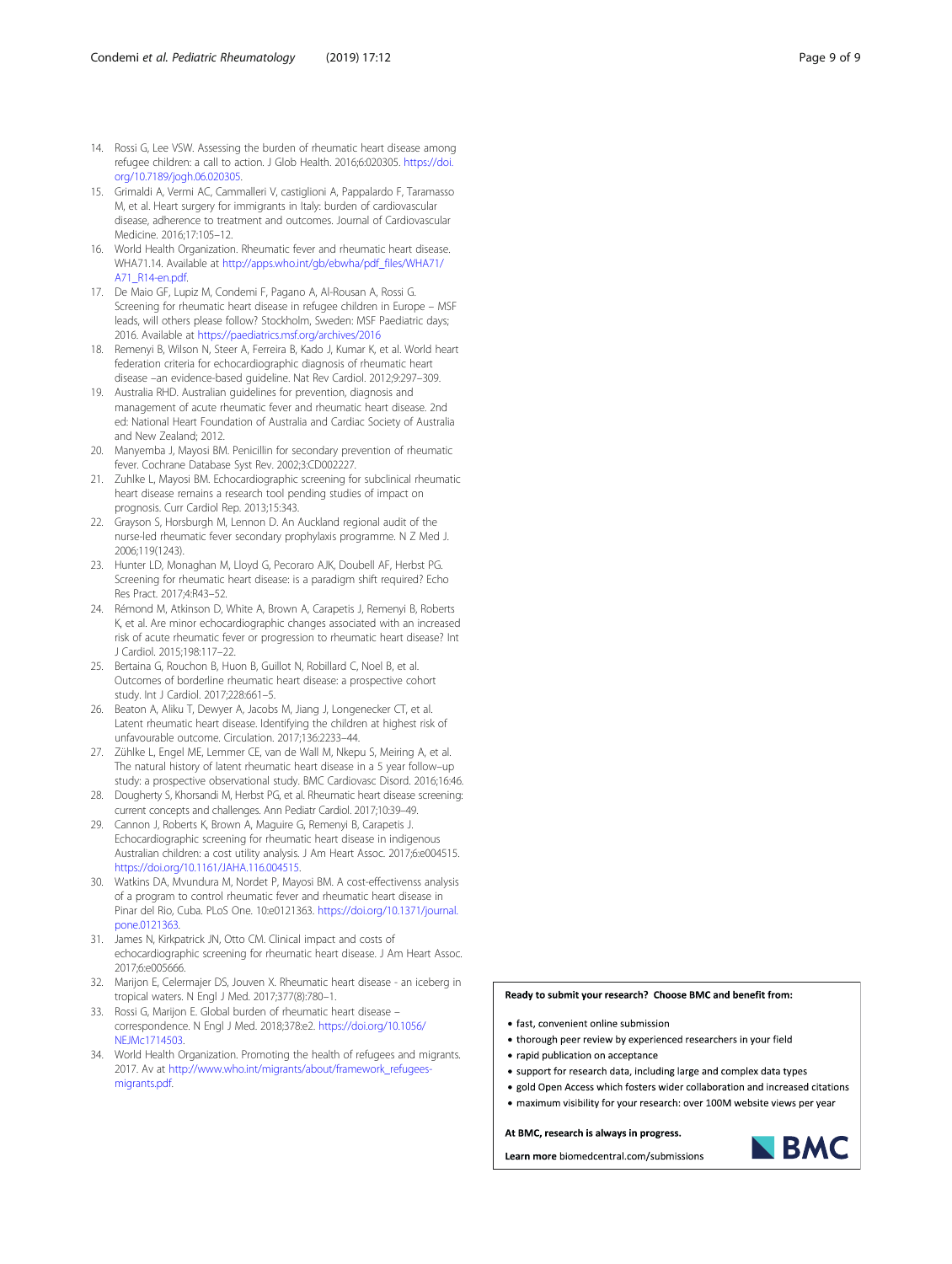14. Rossi G, Lee VSW. Assessing the burden of rheumatic heart disease among refugee children: a call to action. J Glob Health. 2016;6:020305. https://doi.org/10.7189/jogh.06.020305.
15. Grimaldi A, Vermi AC, Cammalleri V, castiglioni A, Pappalardo F, Taramasso M, et al. Heart surgery for immigrants in Italy: burden of cardiovascular disease, adherence to treatment and outcomes. Journal of Cardiovascular Medicine. 2016;17:105–12.
16. World Health Organization. Rheumatic fever and rheumatic heart disease. WHA71.14. Available at http://apps.who.int/gb/ebwha/pdf_files/WHA71/A71_R14-en.pdf.
17. De Maio GF, Lupiz M, Condemi F, Pagano A, Al-Rousan A, Rossi G. Screening for rheumatic heart disease in refugee children in Europe – MSF leads, will others please follow? Stockholm, Sweden: MSF Paediatric days; 2016. Available at https://paediatrics.msf.org/archives/2016
18. Remenyi B, Wilson N, Steer A, Ferreira B, Kado J, Kumar K, et al. World heart federation criteria for echocardiographic diagnosis of rheumatic heart disease –an evidence-based guideline. Nat Rev Cardiol. 2012;9:297–309.
19. Australia RHD. Australian guidelines for prevention, diagnosis and management of acute rheumatic fever and rheumatic heart disease. 2nd ed: National Heart Foundation of Australia and Cardiac Society of Australia and New Zealand; 2012.
20. Manyemba J, Mayosi BM. Penicillin for secondary prevention of rheumatic fever. Cochrane Database Syst Rev. 2002;3:CD002227.
21. Zuhlke L, Mayosi BM. Echocardiographic screening for subclinical rheumatic heart disease remains a research tool pending studies of impact on prognosis. Curr Cardiol Rep. 2013;15:343.
22. Grayson S, Horsburgh M, Lennon D. An Auckland regional audit of the nurse-led rheumatic fever secondary prophylaxis programme. N Z Med J. 2006;119(1243).
23. Hunter LD, Monaghan M, Lloyd G, Pecoraro AJK, Doubell AF, Herbst PG. Screening for rheumatic heart disease: is a paradigm shift required? Echo Res Pract. 2017;4:R43–52.
24. Rémond M, Atkinson D, White A, Brown A, Carapetis J, Remenyi B, Roberts K, et al. Are minor echocardiographic changes associated with an increased risk of acute rheumatic fever or progression to rheumatic heart disease? Int J Cardiol. 2015;198:117–22.
25. Bertaina G, Rouchon B, Huon B, Guillot N, Robillard C, Noel B, et al. Outcomes of borderline rheumatic heart disease: a prospective cohort study. Int J Cardiol. 2017;228:661–5.
26. Beaton A, Aliku T, Dewyer A, Jacobs M, Jiang J, Longenecker CT, et al. Latent rheumatic heart disease. Identifying the children at highest risk of unfavourable outcome. Circulation. 2017;136:2233–44.
27. Zühlke L, Engel ME, Lemmer CE, van de Wall M, Nkepu S, Meiring A, et al. The natural history of latent rheumatic heart disease in a 5 year follow–up study: a prospective observational study. BMC Cardiovasc Disord. 2016;16:46.
28. Dougherty S, Khorsandi M, Herbst PG, et al. Rheumatic heart disease screening: current concepts and challenges. Ann Pediatr Cardiol. 2017;10:39–49.
29. Cannon J, Roberts K, Brown A, Maguire G, Remenyi B, Carapetis J. Echocardiographic screening for rheumatic heart disease in indigenous Australian children: a cost utility analysis. J Am Heart Assoc. 2017;6:e004515. https://doi.org/10.1161/JAHA.116.004515.
30. Watkins DA, Mvundura M, Nordet P, Mayosi BM. A cost-effectivenss analysis of a program to control rheumatic fever and rheumatic heart disease in Pinar del Rio, Cuba. PLoS One. 10:e0121363. https://doi.org/10.1371/journal.pone.0121363.
31. James N, Kirkpatrick JN, Otto CM. Clinical impact and costs of echocardiographic screening for rheumatic heart disease. J Am Heart Assoc. 2017;6:e005666.
32. Marijon E, Celermajer DS, Jouven X. Rheumatic heart disease - an iceberg in tropical waters. N Engl J Med. 2017;377(8):780–1.
33. Rossi G, Marijon E. Global burden of rheumatic heart disease – correspondence. N Engl J Med. 2018;378:e2. https://doi.org/10.1056/NEJMc1714503.
34. World Health Organization. Promoting the health of refugees and migrants. 2017. Av at http://www.who.int/migrants/about/framework_refugees-migrants.pdf.